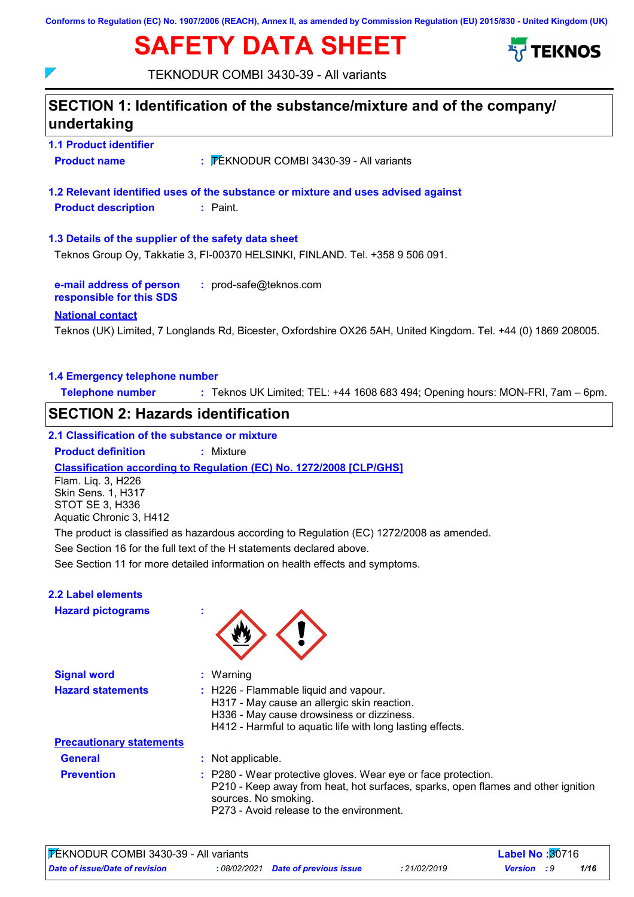Conforms to Regulation (EC) No. 1907/2006 (REACH), Annex II, as amended by Commission Regulation (EU) 2015/830 - United Kingdom (UK)

# SAFETY DATA SHEET

TEKNODUR COMBI 3430-39 - All variants

## SECTION 1: Identification of the substance/mixture and of the company/undertaking

### 1.1 Product identifier

**Product name** : TEKNODUR COMBI 3430-39 - All variants

### 1.2 Relevant identified uses of the substance or mixture and uses advised against

**Product description** : Paint.

### 1.3 Details of the supplier of the safety data sheet

Teknos Group Oy, Takkatie 3, FI-00370 HELSINKI, FINLAND. Tel. +358 9 506 091.

**e-mail address of person responsible for this SDS** : prod-safe@teknos.com

**National contact**

Teknos (UK) Limited, 7 Longlands Rd, Bicester, Oxfordshire OX26 5AH, United Kingdom. Tel. +44 (0) 1869 208005.

### 1.4 Emergency telephone number

**Telephone number** : Teknos UK Limited; TEL: +44 1608 683 494; Opening hours: MON-FRI, 7am – 6pm.

## SECTION 2: Hazards identification

### 2.1 Classification of the substance or mixture

**Product definition** : Mixture

**Classification according to Regulation (EC) No. 1272/2008 [CLP/GHS]**

Flam. Liq. 3, H226
Skin Sens. 1, H317
STOT SE 3, H336
Aquatic Chronic 3, H412

The product is classified as hazardous according to Regulation (EC) 1272/2008 as amended.

See Section 16 for the full text of the H statements declared above.

See Section 11 for more detailed information on health effects and symptoms.

### 2.2 Label elements

**Hazard pictograms** :

**Signal word** : Warning

**Hazard statements** : H226 - Flammable liquid and vapour.
H317 - May cause an allergic skin reaction.
H336 - May cause drowsiness or dizziness.
H412 - Harmful to aquatic life with long lasting effects.

**Precautionary statements**

**General** : Not applicable.

**Prevention** : P280 - Wear protective gloves. Wear eye or face protection.
P210 - Keep away from heat, hot surfaces, sparks, open flames and other ignition sources. No smoking.
P273 - Avoid release to the environment.

TEKNODUR COMBI 3430-39 - All variants | **Label No** : 30716

*Date of issue/Date of revision* : 08/02/2021 | *Date of previous issue* : 21/02/2019 | *Version* : 9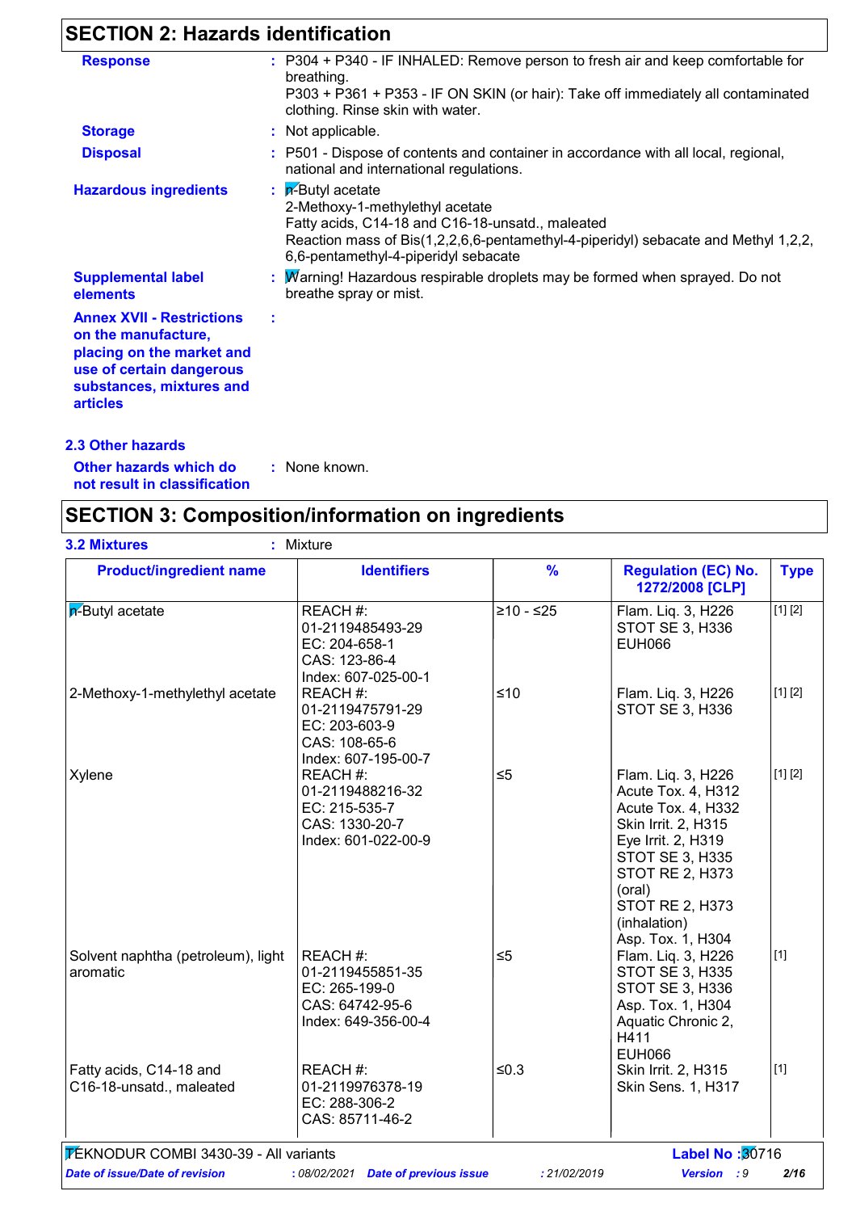## SECTION 2: Hazards identification

**Response** : P304 + P340 - IF INHALED: Remove person to fresh air and keep comfortable for breathing.
P303 + P361 + P353 - IF ON SKIN (or hair): Take off immediately all contaminated clothing. Rinse skin with water.

**Storage** : Not applicable.

**Disposal** : P501 - Dispose of contents and container in accordance with all local, regional, national and international regulations.

**Hazardous ingredients** : n-Butyl acetate
2-Methoxy-1-methylethyl acetate
Fatty acids, C14-18 and C16-18-unsatd., maleated
Reaction mass of Bis(1,2,2,6,6-pentamethyl-4-piperidyl) sebacate and Methyl 1,2,2,6,6-pentamethyl-4-piperidyl sebacate

**Supplemental label elements** : Warning! Hazardous respirable droplets may be formed when sprayed. Do not breathe spray or mist.

**Annex XVII - Restrictions on the manufacture, placing on the market and use of certain dangerous substances, mixtures and articles** :

### 2.3 Other hazards

**Other hazards which do not result in classification** : None known.

## SECTION 3: Composition/information on ingredients

**3.2 Mixtures** : Mixture

| Product/ingredient name | Identifiers | % | Regulation (EC) No. 1272/2008 [CLP] | Type |
|---|---|---|---|---|
| n-Butyl acetate | REACH #: 01-2119485493-29<br>EC: 204-658-1<br>CAS: 123-86-4<br>Index: 607-025-00-1 | ≥10 - ≤25 | Flam. Liq. 3, H226<br>STOT SE 3, H336<br>EUH066 | [1] [2] |
| 2-Methoxy-1-methylethyl acetate | REACH #: 01-2119475791-29<br>EC: 203-603-9<br>CAS: 108-65-6<br>Index: 607-195-00-7 | ≤10 | Flam. Liq. 3, H226<br>STOT SE 3, H336 | [1] [2] |
| Xylene | REACH #: 01-2119488216-32<br>EC: 215-535-7<br>CAS: 1330-20-7<br>Index: 601-022-00-9 | ≤5 | Flam. Liq. 3, H226<br>Acute Tox. 4, H312<br>Acute Tox. 4, H332<br>Skin Irrit. 2, H315<br>Eye Irrit. 2, H319<br>STOT SE 3, H335<br>STOT RE 2, H373 (oral)<br>STOT RE 2, H373 (inhalation)<br>Asp. Tox. 1, H304 | [1] [2] |
| Solvent naphtha (petroleum), light aromatic | REACH #: 01-2119455851-35<br>EC: 265-199-0<br>CAS: 64742-95-6<br>Index: 649-356-00-4 | ≤5 | Flam. Liq. 3, H226<br>STOT SE 3, H335<br>STOT SE 3, H336<br>Asp. Tox. 1, H304<br>Aquatic Chronic 2, H411<br>EUH066 | [1] |
| Fatty acids, C14-18 and C16-18-unsatd., maleated | REACH #: 01-2119976378-19<br>EC: 288-306-2<br>CAS: 85711-46-2 | ≤0.3 | Skin Irrit. 2, H315<br>Skin Sens. 1, H317 | [1] |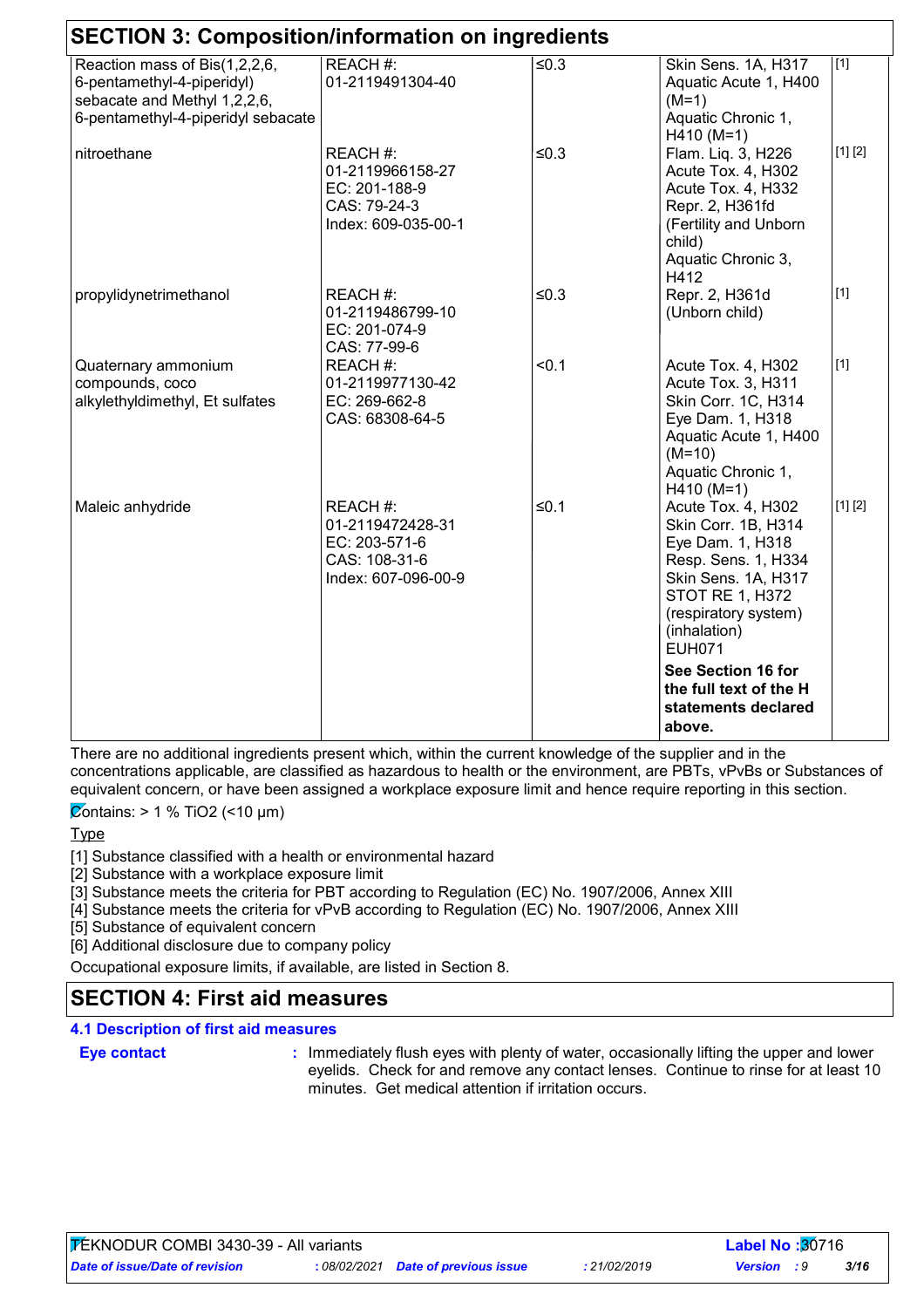## SECTION 3: Composition/information on ingredients

| | | | | |
|---|---|---|---|---|
| Reaction mass of Bis(1,2,2,6, 6-pentamethyl-4-piperidyl) sebacate and Methyl 1,2,2,6, 6-pentamethyl-4-piperidyl sebacate | REACH #: 01-2119491304-40 | ≤0.3 | Skin Sens. 1A, H317<br>Aquatic Acute 1, H400 (M=1)<br>Aquatic Chronic 1, H410 (M=1) | [1] |
| nitroethane | REACH #: 01-2119966158-27<br>EC: 201-188-9<br>CAS: 79-24-3<br>Index: 609-035-00-1 | ≤0.3 | Flam. Liq. 3, H226<br>Acute Tox. 4, H302<br>Acute Tox. 4, H332<br>Repr. 2, H361fd (Fertility and Unborn child)<br>Aquatic Chronic 3, H412 | [1] [2] |
| propylidynetrimethanol | REACH #: 01-2119486799-10<br>EC: 201-074-9<br>CAS: 77-99-6 | ≤0.3 | Repr. 2, H361d (Unborn child) | [1] |
| Quaternary ammonium compounds, coco alkylethyldimethyl, Et sulfates | REACH #: 01-2119977130-42<br>EC: 269-662-8<br>CAS: 68308-64-5 | <0.1 | Acute Tox. 4, H302<br>Acute Tox. 3, H311<br>Skin Corr. 1C, H314<br>Eye Dam. 1, H318<br>Aquatic Acute 1, H400 (M=10)<br>Aquatic Chronic 1, H410 (M=1) | [1] |
| Maleic anhydride | REACH #: 01-2119472428-31<br>EC: 203-571-6<br>CAS: 108-31-6<br>Index: 607-096-00-9 | ≤0.1 | Acute Tox. 4, H302<br>Skin Corr. 1B, H314<br>Eye Dam. 1, H318<br>Resp. Sens. 1, H334<br>Skin Sens. 1A, H317<br>STOT RE 1, H372 (respiratory system) (inhalation)<br>EUH071<br>**See Section 16 for the full text of the H statements declared above.** | [1] [2] |

There are no additional ingredients present which, within the current knowledge of the supplier and in the concentrations applicable, are classified as hazardous to health or the environment, are PBTs, vPvBs or Substances of equivalent concern, or have been assigned a workplace exposure limit and hence require reporting in this section.

Contains: > 1 % $TiO_2$ (<10 µm)

Type

[1] Substance classified with a health or environmental hazard
[2] Substance with a workplace exposure limit
[3] Substance meets the criteria for PBT according to Regulation (EC) No. 1907/2006, Annex XIII
[4] Substance meets the criteria for vPvB according to Regulation (EC) No. 1907/2006, Annex XIII
[5] Substance of equivalent concern
[6] Additional disclosure due to company policy

Occupational exposure limits, if available, are listed in Section 8.

## SECTION 4: First aid measures

### 4.1 Description of first aid measures

**Eye contact** : Immediately flush eyes with plenty of water, occasionally lifting the upper and lower eyelids. Check for and remove any contact lenses. Continue to rinse for at least 10 minutes. Get medical attention if irritation occurs.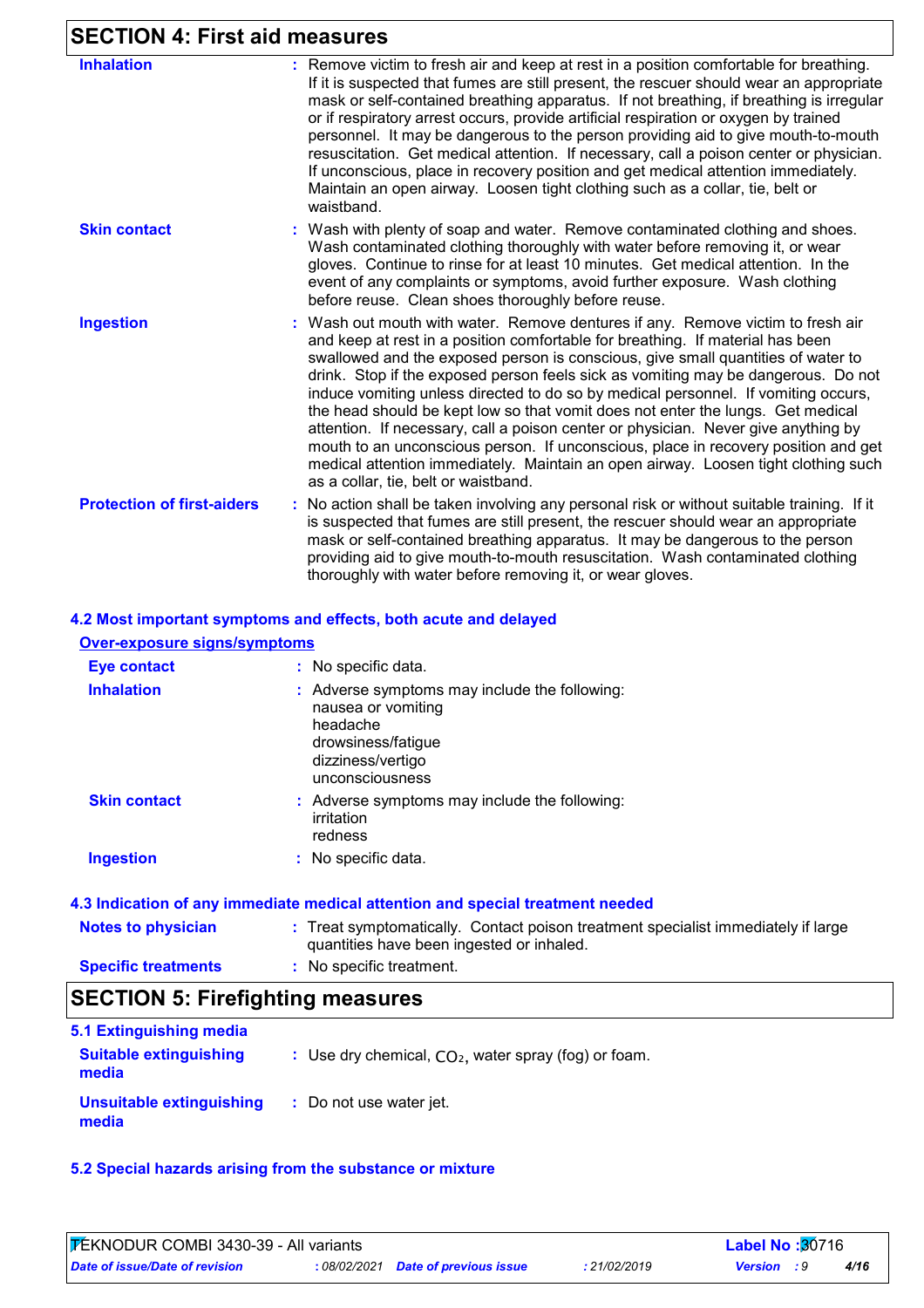## SECTION 4: First aid measures

| | |
|---|---|
| **Inhalation** | : Remove victim to fresh air and keep at rest in a position comfortable for breathing. If it is suspected that fumes are still present, the rescuer should wear an appropriate mask or self-contained breathing apparatus. If not breathing, if breathing is irregular or if respiratory arrest occurs, provide artificial respiration or oxygen by trained personnel. It may be dangerous to the person providing aid to give mouth-to-mouth resuscitation. Get medical attention. If necessary, call a poison center or physician. If unconscious, place in recovery position and get medical attention immediately. Maintain an open airway. Loosen tight clothing such as a collar, tie, belt or waistband. |
| **Skin contact** | : Wash with plenty of soap and water. Remove contaminated clothing and shoes. Wash contaminated clothing thoroughly with water before removing it, or wear gloves. Continue to rinse for at least 10 minutes. Get medical attention. In the event of any complaints or symptoms, avoid further exposure. Wash clothing before reuse. Clean shoes thoroughly before reuse. |
| **Ingestion** | : Wash out mouth with water. Remove dentures if any. Remove victim to fresh air and keep at rest in a position comfortable for breathing. If material has been swallowed and the exposed person is conscious, give small quantities of water to drink. Stop if the exposed person feels sick as vomiting may be dangerous. Do not induce vomiting unless directed to do so by medical personnel. If vomiting occurs, the head should be kept low so that vomit does not enter the lungs. Get medical attention. If necessary, call a poison center or physician. Never give anything by mouth to an unconscious person. If unconscious, place in recovery position and get medical attention immediately. Maintain an open airway. Loosen tight clothing such as a collar, tie, belt or waistband. |
| **Protection of first-aiders** | : No action shall be taken involving any personal risk or without suitable training. If it is suspected that fumes are still present, the rescuer should wear an appropriate mask or self-contained breathing apparatus. It may be dangerous to the person providing aid to give mouth-to-mouth resuscitation. Wash contaminated clothing thoroughly with water before removing it, or wear gloves. |

### 4.2 Most important symptoms and effects, both acute and delayed

**Over-exposure signs/symptoms**

| | |
|---|---|
| **Eye contact** | : No specific data. |
| **Inhalation** | : Adverse symptoms may include the following:<br>nausea or vomiting<br>headache<br>drowsiness/fatigue<br>dizziness/vertigo<br>unconsciousness |
| **Skin contact** | : Adverse symptoms may include the following:<br>irritation<br>redness |
| **Ingestion** | : No specific data. |

### 4.3 Indication of any immediate medical attention and special treatment needed

| | |
|---|---|
| **Notes to physician** | : Treat symptomatically. Contact poison treatment specialist immediately if large quantities have been ingested or inhaled. |
| **Specific treatments** | : No specific treatment. |

## SECTION 5: Firefighting measures

### 5.1 Extinguishing media

| | |
|---|---|
| **Suitable extinguishing media** | : Use dry chemical, $CO_2$, water spray (fog) or foam. |
| **Unsuitable extinguishing media** | : Do not use water jet. |

### 5.2 Special hazards arising from the substance or mixture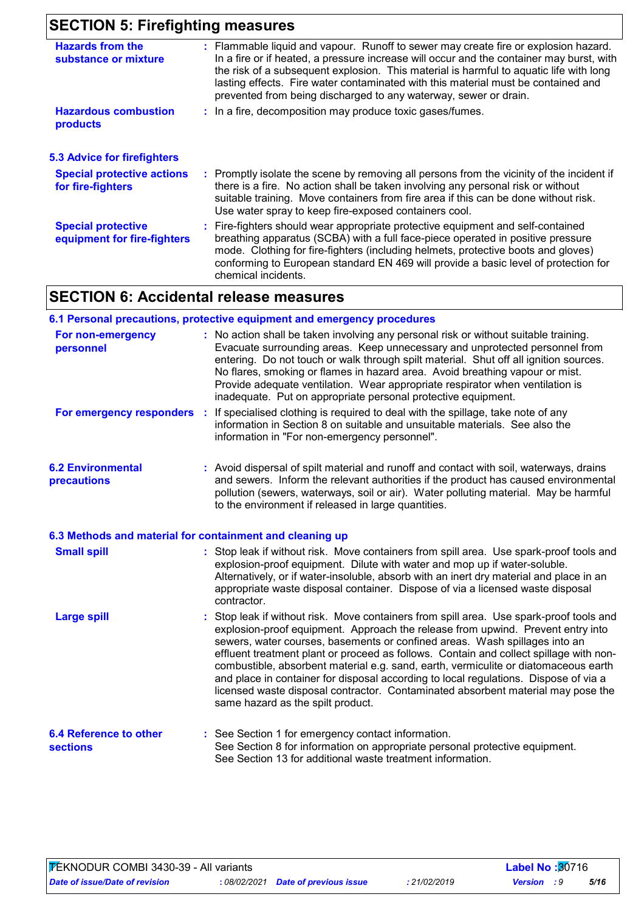## SECTION 5: Firefighting measures

**Hazards from the substance or mixture** : Flammable liquid and vapour. Runoff to sewer may create fire or explosion hazard. In a fire or if heated, a pressure increase will occur and the container may burst, with the risk of a subsequent explosion. This material is harmful to aquatic life with long lasting effects. Fire water contaminated with this material must be contained and prevented from being discharged to any waterway, sewer or drain.

**Hazardous combustion products** : In a fire, decomposition may produce toxic gases/fumes.

### 5.3 Advice for firefighters

**Special protective actions for fire-fighters** : Promptly isolate the scene by removing all persons from the vicinity of the incident if there is a fire. No action shall be taken involving any personal risk or without suitable training. Move containers from fire area if this can be done without risk. Use water spray to keep fire-exposed containers cool.

**Special protective equipment for fire-fighters** : Fire-fighters should wear appropriate protective equipment and self-contained breathing apparatus (SCBA) with a full face-piece operated in positive pressure mode. Clothing for fire-fighters (including helmets, protective boots and gloves) conforming to European standard EN 469 will provide a basic level of protection for chemical incidents.

## SECTION 6: Accidental release measures

### 6.1 Personal precautions, protective equipment and emergency procedures

**For non-emergency personnel** : No action shall be taken involving any personal risk or without suitable training. Evacuate surrounding areas. Keep unnecessary and unprotected personnel from entering. Do not touch or walk through spilt material. Shut off all ignition sources. No flares, smoking or flames in hazard area. Avoid breathing vapour or mist. Provide adequate ventilation. Wear appropriate respirator when ventilation is inadequate. Put on appropriate personal protective equipment.

**For emergency responders** : If specialised clothing is required to deal with the spillage, take note of any information in Section 8 on suitable and unsuitable materials. See also the information in "For non-emergency personnel".

### 6.2 Environmental precautions

: Avoid dispersal of spilt material and runoff and contact with soil, waterways, drains and sewers. Inform the relevant authorities if the product has caused environmental pollution (sewers, waterways, soil or air). Water polluting material. May be harmful to the environment if released in large quantities.

### 6.3 Methods and material for containment and cleaning up

**Small spill** : Stop leak if without risk. Move containers from spill area. Use spark-proof tools and explosion-proof equipment. Dilute with water and mop up if water-soluble. Alternatively, or if water-insoluble, absorb with an inert dry material and place in an appropriate waste disposal container. Dispose of via a licensed waste disposal contractor.

**Large spill** : Stop leak if without risk. Move containers from spill area. Use spark-proof tools and explosion-proof equipment. Approach the release from upwind. Prevent entry into sewers, water courses, basements or confined areas. Wash spillages into an effluent treatment plant or proceed as follows. Contain and collect spillage with non-combustible, absorbent material e.g. sand, earth, vermiculite or diatomaceous earth and place in container for disposal according to local regulations. Dispose of via a licensed waste disposal contractor. Contaminated absorbent material may pose the same hazard as the spilt product.

### 6.4 Reference to other sections

: See Section 1 for emergency contact information.
See Section 8 for information on appropriate personal protective equipment.
See Section 13 for additional waste treatment information.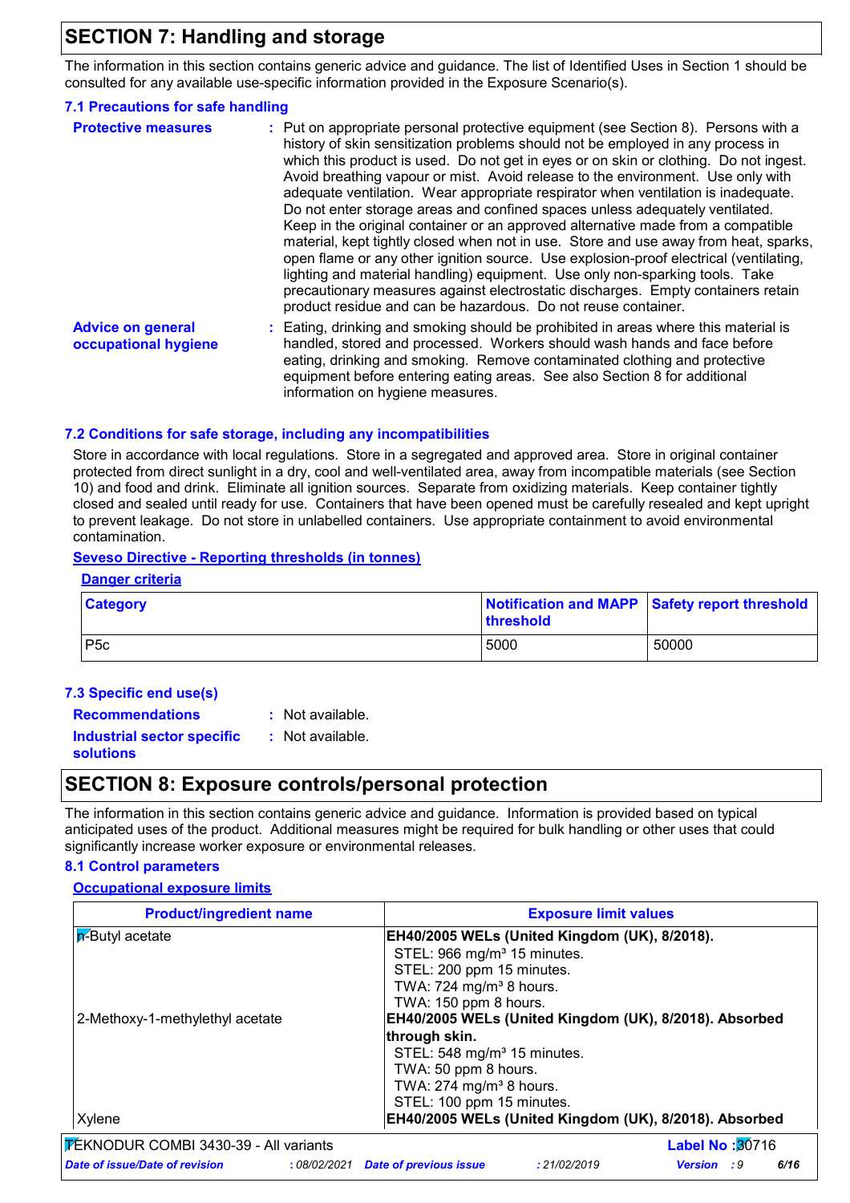# SECTION 7: Handling and storage

The information in this section contains generic advice and guidance. The list of Identified Uses in Section 1 should be consulted for any available use-specific information provided in the Exposure Scenario(s).

### 7.1 Precautions for safe handling

**Protective measures** : Put on appropriate personal protective equipment (see Section 8). Persons with a history of skin sensitization problems should not be employed in any process in which this product is used. Do not get in eyes or on skin or clothing. Do not ingest. Avoid breathing vapour or mist. Avoid release to the environment. Use only with adequate ventilation. Wear appropriate respirator when ventilation is inadequate. Do not enter storage areas and confined spaces unless adequately ventilated. Keep in the original container or an approved alternative made from a compatible material, kept tightly closed when not in use. Store and use away from heat, sparks, open flame or any other ignition source. Use explosion-proof electrical (ventilating, lighting and material handling) equipment. Use only non-sparking tools. Take precautionary measures against electrostatic discharges. Empty containers retain product residue and can be hazardous. Do not reuse container.

**Advice on general occupational hygiene** : Eating, drinking and smoking should be prohibited in areas where this material is handled, stored and processed. Workers should wash hands and face before eating, drinking and smoking. Remove contaminated clothing and protective equipment before entering eating areas. See also Section 8 for additional information on hygiene measures.

### 7.2 Conditions for safe storage, including any incompatibilities

Store in accordance with local regulations. Store in a segregated and approved area. Store in original container protected from direct sunlight in a dry, cool and well-ventilated area, away from incompatible materials (see Section 10) and food and drink. Eliminate all ignition sources. Separate from oxidizing materials. Keep container tightly closed and sealed until ready for use. Containers that have been opened must be carefully resealed and kept upright to prevent leakage. Do not store in unlabelled containers. Use appropriate containment to avoid environmental contamination.

**Seveso Directive - Reporting thresholds (in tonnes)**

**Danger criteria**

| Category | Notification and MAPP threshold | Safety report threshold |
|---|---|---|
| P5c | 5000 | 50000 |

### 7.3 Specific end use(s)

**Recommendations** : Not available.

**Industrial sector specific solutions** : Not available.

# SECTION 8: Exposure controls/personal protection

The information in this section contains generic advice and guidance. Information is provided based on typical anticipated uses of the product. Additional measures might be required for bulk handling or other uses that could significantly increase worker exposure or environmental releases.

### 8.1 Control parameters

**Occupational exposure limits**

| Product/ingredient name | Exposure limit values |
|---|---|
| n-Butyl acetate | **EH40/2005 WELs (United Kingdom (UK), 8/2018).**<br>STEL: 966 mg/m³ 15 minutes.<br>STEL: 200 ppm 15 minutes.<br>TWA: 724 mg/m³ 8 hours.<br>TWA: 150 ppm 8 hours. |
| 2-Methoxy-1-methylethyl acetate | **EH40/2005 WELs (United Kingdom (UK), 8/2018). Absorbed through skin.**<br>STEL: 548 mg/m³ 15 minutes.<br>TWA: 50 ppm 8 hours.<br>TWA: 274 mg/m³ 8 hours.<br>STEL: 100 ppm 15 minutes. |
| Xylene | **EH40/2005 WELs (United Kingdom (UK), 8/2018). Absorbed** |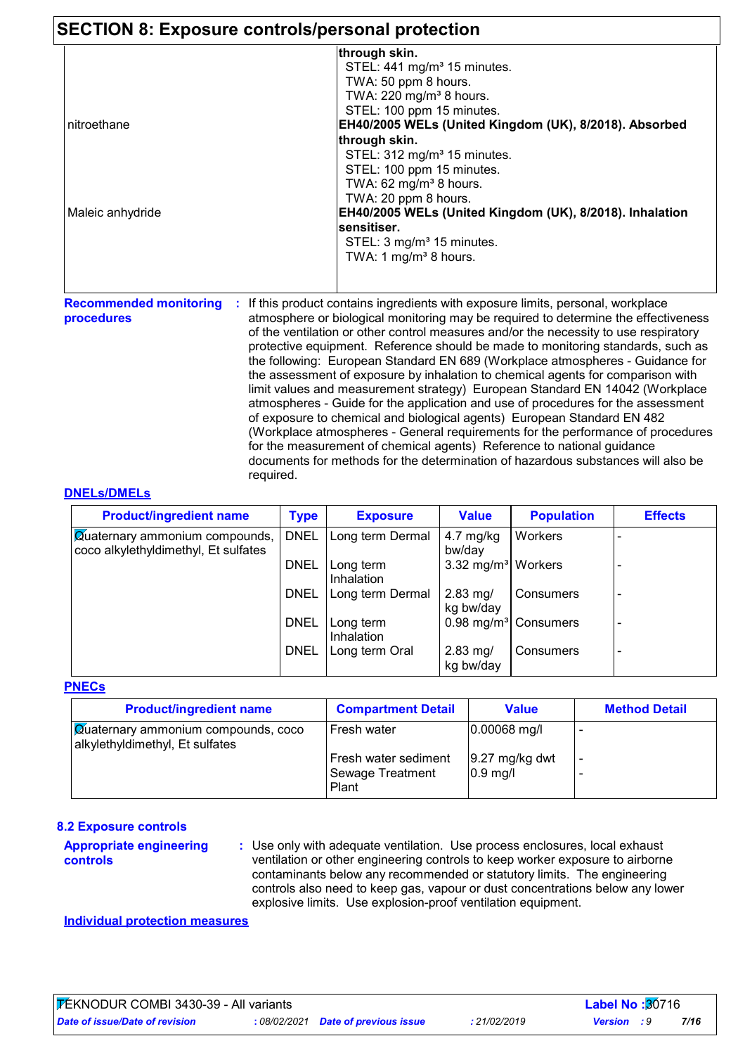## SECTION 8: Exposure controls/personal protection

| | |
|---|---|
| | **through skin.** STEL: 441 mg/m³ 15 minutes. TWA: 50 ppm 8 hours. TWA: 220 mg/m³ 8 hours. STEL: 100 ppm 15 minutes. |
| nitroethane | **EH40/2005 WELs (United Kingdom (UK), 8/2018). Absorbed through skin.** STEL: 312 mg/m³ 15 minutes. STEL: 100 ppm 15 minutes. TWA: 62 mg/m³ 8 hours. TWA: 20 ppm 8 hours. |
| Maleic anhydride | **EH40/2005 WELs (United Kingdom (UK), 8/2018). Inhalation sensitiser.** STEL: 3 mg/m³ 15 minutes. TWA: 1 mg/m³ 8 hours. |

**Recommended monitoring procedures** : If this product contains ingredients with exposure limits, personal, workplace atmosphere or biological monitoring may be required to determine the effectiveness of the ventilation or other control measures and/or the necessity to use respiratory protective equipment. Reference should be made to monitoring standards, such as the following: European Standard EN 689 (Workplace atmospheres - Guidance for the assessment of exposure by inhalation to chemical agents for comparison with limit values and measurement strategy) European Standard EN 14042 (Workplace atmospheres - Guide for the application and use of procedures for the assessment of exposure to chemical and biological agents) European Standard EN 482 (Workplace atmospheres - General requirements for the performance of procedures for the measurement of chemical agents) Reference to national guidance documents for methods for the determination of hazardous substances will also be required.

**DNELs/DMELs**

| Product/ingredient name | Type | Exposure | Value | Population | Effects |
|---|---|---|---|---|---|
| Quaternary ammonium compounds, coco alkylethyldimethyl, Et sulfates | DNEL | Long term Dermal | 4.7 mg/kg bw/day | Workers | - |
| | DNEL | Long term Inhalation | 3.32 mg/m³ | Workers | - |
| | DNEL | Long term Dermal | 2.83 mg/kg bw/day | Consumers | - |
| | DNEL | Long term Inhalation | 0.98 mg/m³ | Consumers | - |
| | DNEL | Long term Oral | 2.83 mg/kg bw/day | Consumers | - |

**PNECs**

| Product/ingredient name | Compartment Detail | Value | Method Detail |
|---|---|---|---|
| Quaternary ammonium compounds, coco alkylethyldimethyl, Et sulfates | Fresh water | 0.00068 mg/l | - |
| | Fresh water sediment | 9.27 mg/kg dwt | - |
| | Sewage Treatment Plant | 0.9 mg/l | - |

### 8.2 Exposure controls

**Appropriate engineering controls** : Use only with adequate ventilation. Use process enclosures, local exhaust ventilation or other engineering controls to keep worker exposure to airborne contaminants below any recommended or statutory limits. The engineering controls also need to keep gas, vapour or dust concentrations below any lower explosive limits. Use explosion-proof ventilation equipment.

**Individual protection measures**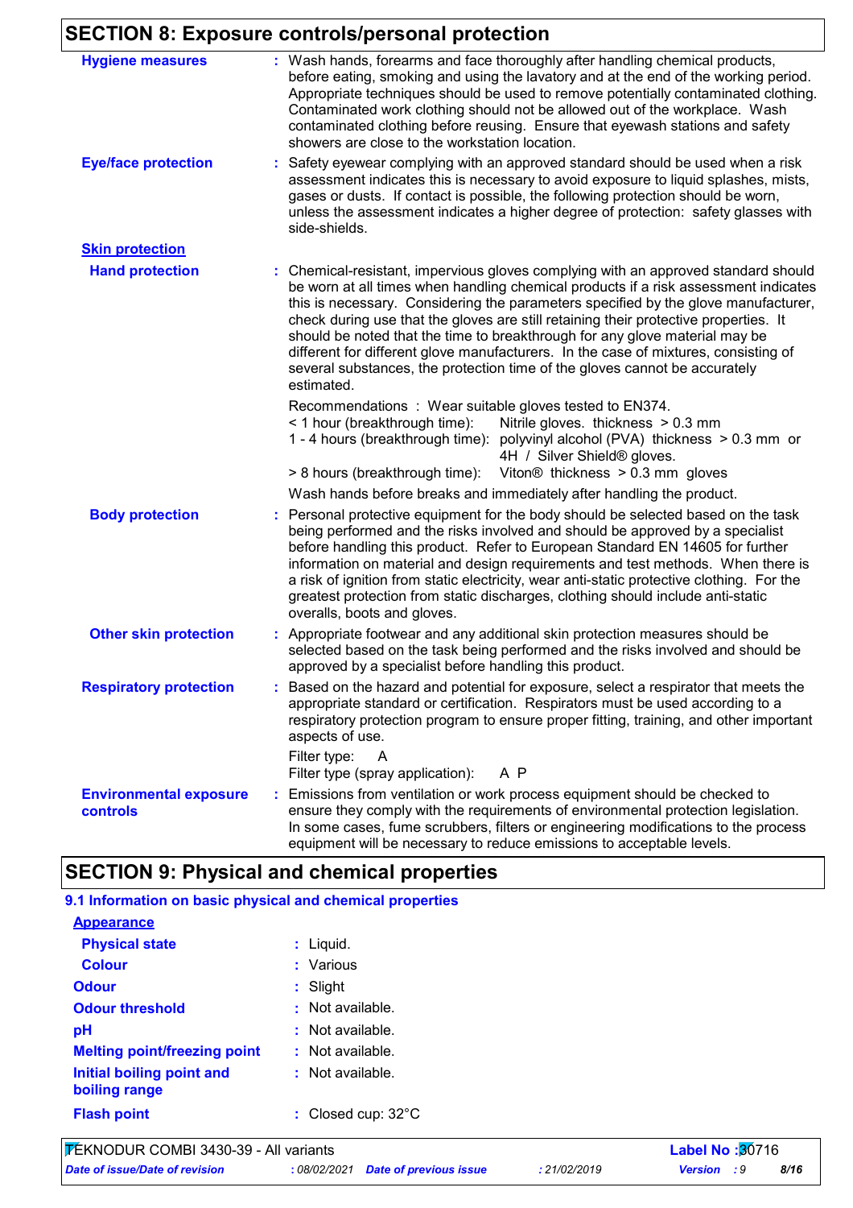## SECTION 8: Exposure controls/personal protection

**Hygiene measures** : Wash hands, forearms and face thoroughly after handling chemical products, before eating, smoking and using the lavatory and at the end of the working period. Appropriate techniques should be used to remove potentially contaminated clothing. Contaminated work clothing should not be allowed out of the workplace. Wash contaminated clothing before reusing. Ensure that eyewash stations and safety showers are close to the workstation location.

**Eye/face protection** : Safety eyewear complying with an approved standard should be used when a risk assessment indicates this is necessary to avoid exposure to liquid splashes, mists, gases or dusts. If contact is possible, the following protection should be worn, unless the assessment indicates a higher degree of protection: safety glasses with side-shields.

**Skin protection**

**Hand protection** : Chemical-resistant, impervious gloves complying with an approved standard should be worn at all times when handling chemical products if a risk assessment indicates this is necessary. Considering the parameters specified by the glove manufacturer, check during use that the gloves are still retaining their protective properties. It should be noted that the time to breakthrough for any glove material may be different for different glove manufacturers. In the case of mixtures, consisting of several substances, the protection time of the gloves cannot be accurately estimated.

Recommendations : Wear suitable gloves tested to EN374.
< 1 hour (breakthrough time): Nitrile gloves. thickness > 0.3 mm
1 - 4 hours (breakthrough time): polyvinyl alcohol (PVA) thickness > 0.3 mm or 4H / Silver Shield® gloves.
> 8 hours (breakthrough time): Viton® thickness > 0.3 mm gloves

Wash hands before breaks and immediately after handling the product.

**Body protection** : Personal protective equipment for the body should be selected based on the task being performed and the risks involved and should be approved by a specialist before handling this product. Refer to European Standard EN 14605 for further information on material and design requirements and test methods. When there is a risk of ignition from static electricity, wear anti-static protective clothing. For the greatest protection from static discharges, clothing should include anti-static overalls, boots and gloves.

**Other skin protection** : Appropriate footwear and any additional skin protection measures should be selected based on the task being performed and the risks involved and should be approved by a specialist before handling this product.

**Respiratory protection** : Based on the hazard and potential for exposure, select a respirator that meets the appropriate standard or certification. Respirators must be used according to a respiratory protection program to ensure proper fitting, training, and other important aspects of use.

Filter type: A
Filter type (spray application): A P

**Environmental exposure controls** : Emissions from ventilation or work process equipment should be checked to ensure they comply with the requirements of environmental protection legislation. In some cases, fume scrubbers, filters or engineering modifications to the process equipment will be necessary to reduce emissions to acceptable levels.

## SECTION 9: Physical and chemical properties

### 9.1 Information on basic physical and chemical properties

**Appearance**

**Physical state** : Liquid.

**Colour** : Various

**Odour** : Slight

**Odour threshold** : Not available.

**pH** : Not available.

**Melting point/freezing point** : Not available.

**Initial boiling point and boiling range** : Not available.

**Flash point** : Closed cup: 32°C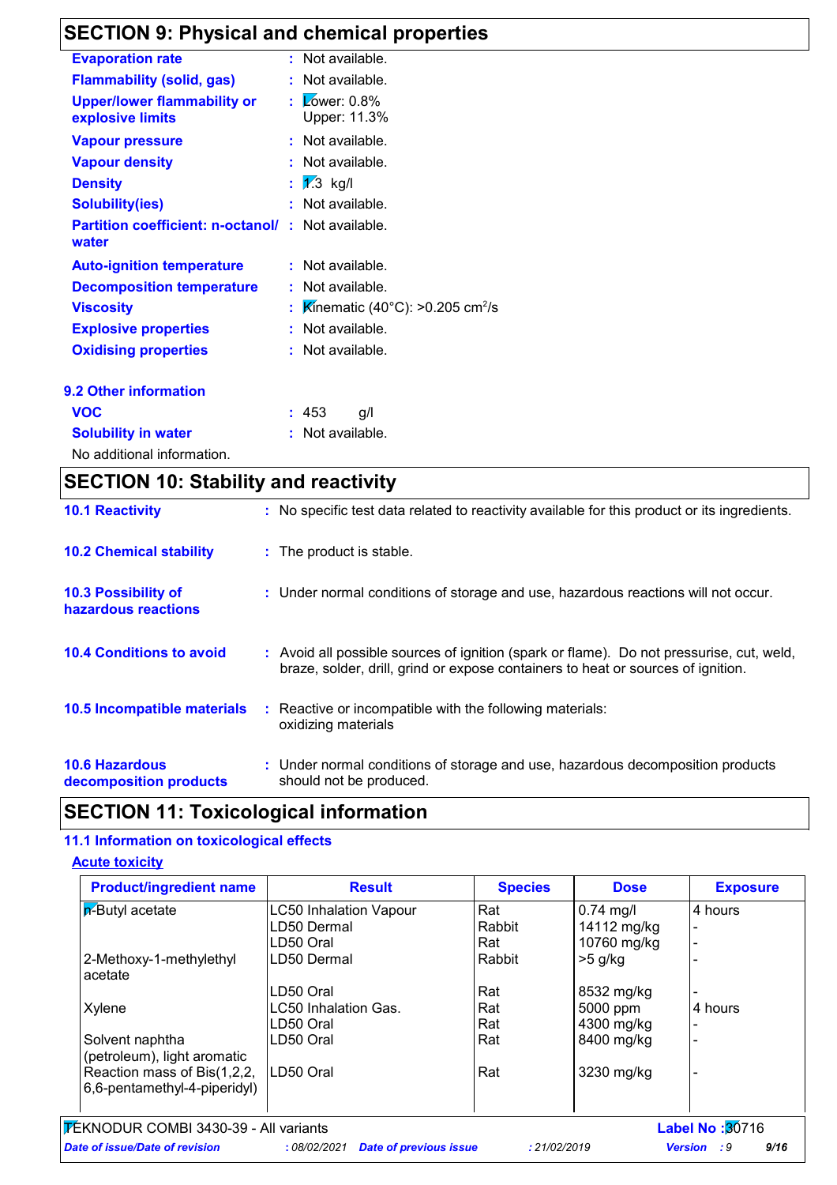## SECTION 9: Physical and chemical properties

**Evaporation rate** : Not available.

**Flammability (solid, gas)** : Not available.

**Upper/lower flammability or explosive limits** : Lower: 0.8%
Upper: 11.3%

**Vapour pressure** : Not available.

**Vapour density** : Not available.

**Density** : 1.3 kg/l

**Solubility(ies)** : Not available.

**Partition coefficient: n-octanol/ water** : Not available.

**Auto-ignition temperature** : Not available.

**Decomposition temperature** : Not available.

**Viscosity** : Kinematic (40°C): >0.205 $cm^2$/s

**Explosive properties** : Not available.

**Oxidising properties** : Not available.

### 9.2 Other information

**VOC** : 453 g/l

**Solubility in water** : Not available.

No additional information.

## SECTION 10: Stability and reactivity

**10.1 Reactivity** : No specific test data related to reactivity available for this product or its ingredients.

**10.2 Chemical stability** : The product is stable.

**10.3 Possibility of hazardous reactions** : Under normal conditions of storage and use, hazardous reactions will not occur.

**10.4 Conditions to avoid** : Avoid all possible sources of ignition (spark or flame). Do not pressurise, cut, weld, braze, solder, drill, grind or expose containers to heat or sources of ignition.

**10.5 Incompatible materials** : Reactive or incompatible with the following materials:
oxidizing materials

**10.6 Hazardous decomposition products** : Under normal conditions of storage and use, hazardous decomposition products should not be produced.

## SECTION 11: Toxicological information

### 11.1 Information on toxicological effects

**Acute toxicity**

| Product/ingredient name | Result | Species | Dose | Exposure |
|---|---|---|---|---|
| n-Butyl acetate | LC50 Inhalation Vapour | Rat | 0.74 mg/l | 4 hours |
| | LD50 Dermal | Rabbit | 14112 mg/kg | - |
| | LD50 Oral | Rat | 10760 mg/kg | - |
| 2-Methoxy-1-methylethyl acetate | LD50 Dermal | Rabbit | >5 g/kg | - |
| | LD50 Oral | Rat | 8532 mg/kg | - |
| Xylene | LC50 Inhalation Gas. | Rat | 5000 ppm | 4 hours |
| | LD50 Oral | Rat | 4300 mg/kg | - |
| Solvent naphtha (petroleum), light aromatic | LD50 Oral | Rat | 8400 mg/kg | - |
| Reaction mass of Bis(1,2,2,6,6-pentamethyl-4-piperidyl) | LD50 Oral | Rat | 3230 mg/kg | - |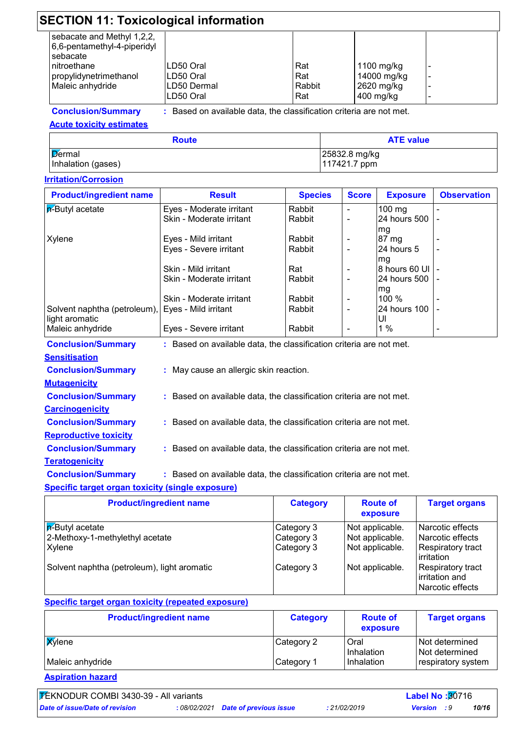## SECTION 11: Toxicological information

| | | | | |
|---|---|---|---|---|
| sebacate and Methyl 1,2,2,6,6-pentamethyl-4-piperidyl sebacate | | | | |
| nitroethane | LD50 Oral | Rat | 1100 mg/kg | - |
| propylidynetrimethanol | LD50 Oral | Rat | 14000 mg/kg | - |
| Maleic anhydride | LD50 Dermal | Rabbit | 2620 mg/kg | - |
| | LD50 Oral | Rat | 400 mg/kg | - |

**Conclusion/Summary** : Based on available data, the classification criteria are not met.

**Acute toxicity estimates**

| Route | ATE value |
|---|---|
| Dermal | 25832.8 mg/kg |
| Inhalation (gases) | 117421.7 ppm |

**Irritation/Corrosion**

| Product/ingredient name | Result | Species | Score | Exposure | Observation |
|---|---|---|---|---|---|
| n-Butyl acetate | Eyes - Moderate irritant | Rabbit | - | 100 mg | - |
| | Skin - Moderate irritant | Rabbit | - | 24 hours 500 mg | - |
| Xylene | Eyes - Mild irritant | Rabbit | - | 87 mg | - |
| | Eyes - Severe irritant | Rabbit | - | 24 hours 5 mg | - |
| | Skin - Mild irritant | Rat | - | 8 hours 60 Ul | - |
| | Skin - Moderate irritant | Rabbit | - | 24 hours 500 mg | - |
| | Skin - Moderate irritant | Rabbit | - | 100 % | - |
| Solvent naphtha (petroleum), light aromatic | Eyes - Mild irritant | Rabbit | - | 24 hours 100 Ul | - |
| Maleic anhydride | Eyes - Severe irritant | Rabbit | - | 1 % | - |

**Conclusion/Summary** : Based on available data, the classification criteria are not met.

**Sensitisation**

**Conclusion/Summary** : May cause an allergic skin reaction.

**Mutagenicity**

**Conclusion/Summary** : Based on available data, the classification criteria are not met.

**Carcinogenicity**

**Conclusion/Summary** : Based on available data, the classification criteria are not met.

**Reproductive toxicity**

**Conclusion/Summary** : Based on available data, the classification criteria are not met.

**Teratogenicity**

**Conclusion/Summary** : Based on available data, the classification criteria are not met.

**Specific target organ toxicity (single exposure)**

| Product/ingredient name | Category | Route of exposure | Target organs |
|---|---|---|---|
| n-Butyl acetate | Category 3 | Not applicable. | Narcotic effects |
| 2-Methoxy-1-methylethyl acetate | Category 3 | Not applicable. | Narcotic effects |
| Xylene | Category 3 | Not applicable. | Respiratory tract irritation |
| Solvent naphtha (petroleum), light aromatic | Category 3 | Not applicable. | Respiratory tract irritation and Narcotic effects |

**Specific target organ toxicity (repeated exposure)**

| Product/ingredient name | Category | Route of exposure | Target organs |
|---|---|---|---|
| Xylene | Category 2 | Oral | Not determined |
| | | Inhalation | Not determined |
| Maleic anhydride | Category 1 | Inhalation | respiratory system |

**Aspiration hazard**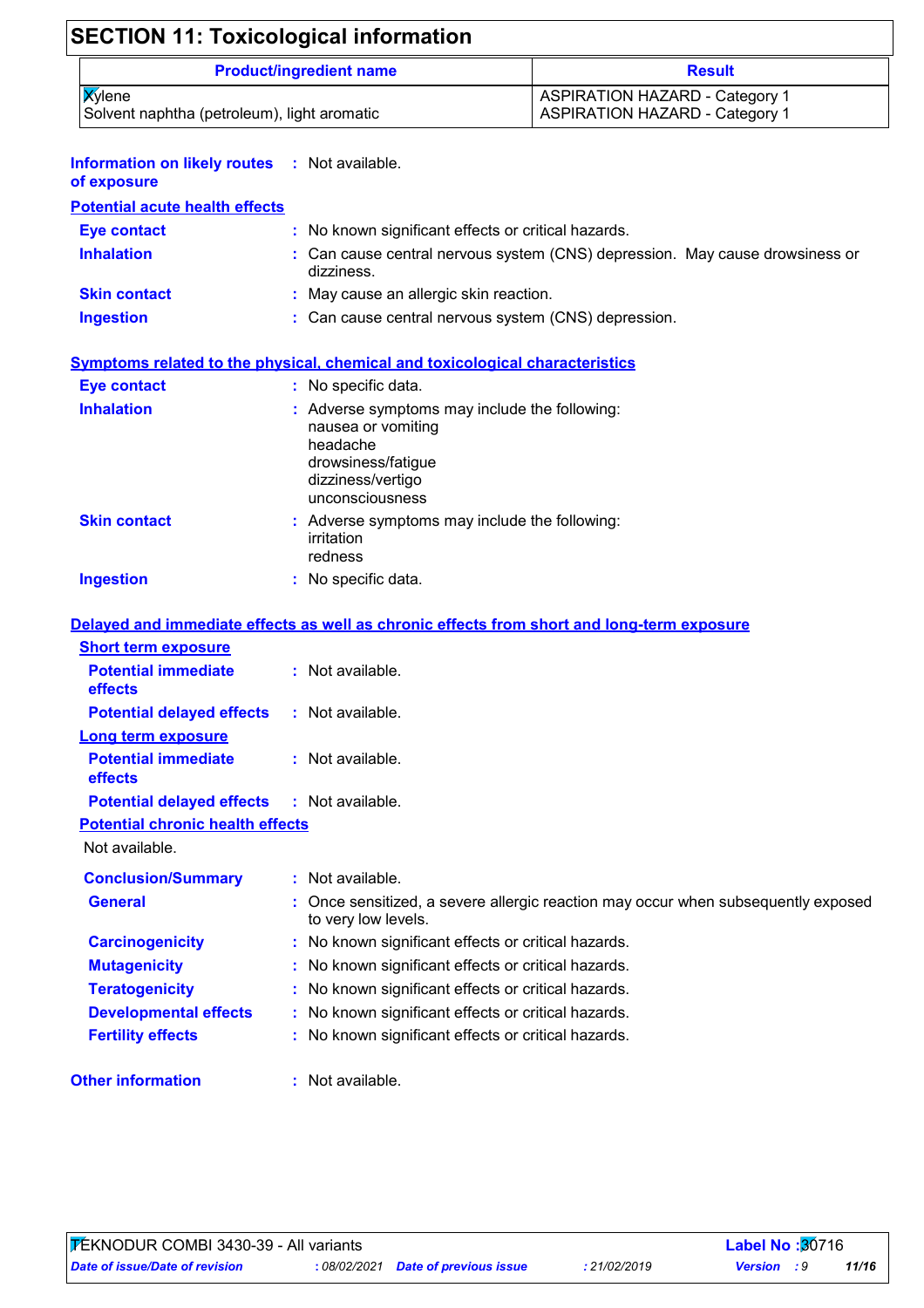## SECTION 11: Toxicological information

| Product/ingredient name | Result |
|---|---|
| Xylene | ASPIRATION HAZARD - Category 1 |
| Solvent naphtha (petroleum), light aromatic | ASPIRATION HAZARD - Category 1 |

**Information on likely routes of exposure** : Not available.

**Potential acute health effects**

**Eye contact** : No known significant effects or critical hazards.

**Inhalation** : Can cause central nervous system (CNS) depression. May cause drowsiness or dizziness.

**Skin contact** : May cause an allergic skin reaction.

**Ingestion** : Can cause central nervous system (CNS) depression.

**Symptoms related to the physical, chemical and toxicological characteristics**

**Eye contact** : No specific data.

**Inhalation** : Adverse symptoms may include the following:
nausea or vomiting
headache
drowsiness/fatigue
dizziness/vertigo
unconsciousness

**Skin contact** : Adverse symptoms may include the following:
irritation
redness

**Ingestion** : No specific data.

**Delayed and immediate effects as well as chronic effects from short and long-term exposure**

**Short term exposure**

**Potential immediate effects** : Not available.

**Potential delayed effects** : Not available.

**Long term exposure**

**Potential immediate effects** : Not available.

**Potential delayed effects** : Not available.

**Potential chronic health effects**

Not available.

**Conclusion/Summary** : Not available.

**General** : Once sensitized, a severe allergic reaction may occur when subsequently exposed to very low levels.

**Carcinogenicity** : No known significant effects or critical hazards.

**Mutagenicity** : No known significant effects or critical hazards.

**Teratogenicity** : No known significant effects or critical hazards.

**Developmental effects** : No known significant effects or critical hazards.

**Fertility effects** : No known significant effects or critical hazards.

**Other information** : Not available.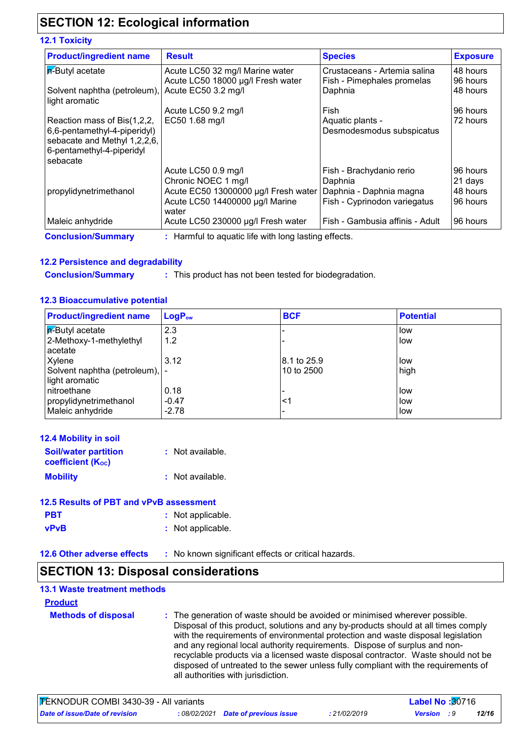## SECTION 12: Ecological information

### 12.1 Toxicity

| Product/ingredient name | Result | Species | Exposure |
|---|---|---|---|
| n-Butyl acetate | Acute LC50 32 mg/l Marine water | Crustaceans - Artemia salina | 48 hours |
| | Acute LC50 18000 µg/l Fresh water | Fish - Pimephales promelas | 96 hours |
| Solvent naphtha (petroleum), light aromatic | Acute EC50 3.2 mg/l | Daphnia | 48 hours |
| | Acute LC50 9.2 mg/l | Fish | 96 hours |
| Reaction mass of Bis(1,2,2,6,6-pentamethyl-4-piperidyl) sebacate and Methyl 1,2,2,6,6-pentamethyl-4-piperidyl sebacate | EC50 1.68 mg/l | Aquatic plants - Desmodesmodus subspicatus | 72 hours |
| | Acute LC50 0.9 mg/l | Fish - Brachydanio rerio | 96 hours |
| | Chronic NOEC 1 mg/l | Daphnia | 21 days |
| propylidynetrimethanol | Acute EC50 13000000 µg/l Fresh water | Daphnia - Daphnia magna | 48 hours |
| | Acute LC50 14400000 µg/l Marine water | Fish - Cyprinodon variegatus | 96 hours |
| Maleic anhydride | Acute LC50 230000 µg/l Fresh water | Fish - Gambusia affinis - Adult | 96 hours |

**Conclusion/Summary** : Harmful to aquatic life with long lasting effects.

### 12.2 Persistence and degradability

**Conclusion/Summary** : This product has not been tested for biodegradation.

### 12.3 Bioaccumulative potential

| Product/ingredient name | $LogP_{ow}$ | BCF | Potential |
|---|---|---|---|
| n-Butyl acetate | 2.3 | - | low |
| 2-Methoxy-1-methylethyl acetate | 1.2 | - | low |
| Xylene | 3.12 | 8.1 to 25.9 | low |
| Solvent naphtha (petroleum), light aromatic | - | 10 to 2500 | high |
| nitroethane | 0.18 | - | low |
| propylidynetrimethanol | -0.47 | <1 | low |
| Maleic anhydride | -2.78 | - | low |

### 12.4 Mobility in soil

**Soil/water partition coefficient ($K_{OC}$)** : Not available.

**Mobility** : Not available.

### 12.5 Results of PBT and vPvB assessment

**PBT** : Not applicable.

**vPvB** : Not applicable.

### 12.6 Other adverse effects

: No known significant effects or critical hazards.

## SECTION 13: Disposal considerations

### 13.1 Waste treatment methods

**Product**

**Methods of disposal** : The generation of waste should be avoided or minimised wherever possible. Disposal of this product, solutions and any by-products should at all times comply with the requirements of environmental protection and waste disposal legislation and any regional local authority requirements. Dispose of surplus and non-recyclable products via a licensed waste disposal contractor. Waste should not be disposed of untreated to the sewer unless fully compliant with the requirements of all authorities with jurisdiction.

TEKNODUR COMBI 3430-39 - All variants | Label No : 30716
Date of issue/Date of revision : 08/02/2021 | Date of previous issue : 21/02/2019 | Version : 9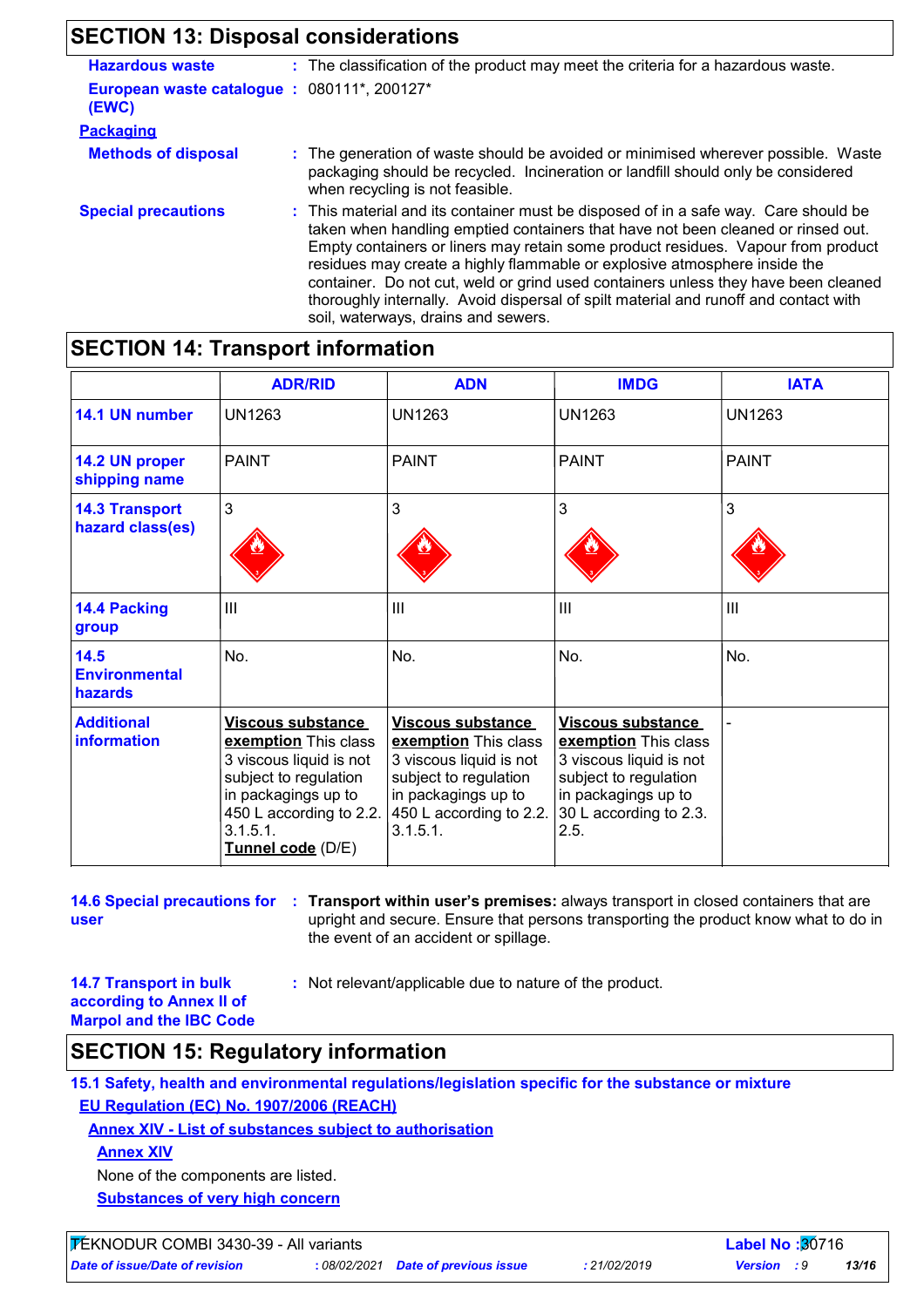## SECTION 13: Disposal considerations

**Hazardous waste** : The classification of the product may meet the criteria for a hazardous waste.

**European waste catalogue (EWC)** : 080111*, 200127*

**Packaging**

**Methods of disposal** : The generation of waste should be avoided or minimised wherever possible. Waste packaging should be recycled. Incineration or landfill should only be considered when recycling is not feasible.

**Special precautions** : This material and its container must be disposed of in a safe way. Care should be taken when handling emptied containers that have not been cleaned or rinsed out. Empty containers or liners may retain some product residues. Vapour from product residues may create a highly flammable or explosive atmosphere inside the container. Do not cut, weld or grind used containers unless they have been cleaned thoroughly internally. Avoid dispersal of spilt material and runoff and contact with soil, waterways, drains and sewers.

## SECTION 14: Transport information

| | ADR/RID | ADN | IMDG | IATA |
|---|---|---|---|---|
| **14.1 UN number** | UN1263 | UN1263 | UN1263 | UN1263 |
| **14.2 UN proper shipping name** | PAINT | PAINT | PAINT | PAINT |
| **14.3 Transport hazard class(es)** | 3 | 3 | 3 | 3 |
| **14.4 Packing group** | III | III | III | III |
| **14.5 Environmental hazards** | No. | No. | No. | No. |
| **Additional information** | **Viscous substance exemption** This class 3 viscous liquid is not subject to regulation in packagings up to 450 L according to 2.2. 3.1.5.1. **Tunnel code** (D/E) | **Viscous substance exemption** This class 3 viscous liquid is not subject to regulation in packagings up to 450 L according to 2.2. 3.1.5.1. | **Viscous substance exemption** This class 3 viscous liquid is not subject to regulation in packagings up to 30 L according to 2.3. 2.5. | - |

**14.6 Special precautions for user** : **Transport within user's premises:** always transport in closed containers that are upright and secure. Ensure that persons transporting the product know what to do in the event of an accident or spillage.

**14.7 Transport in bulk according to Annex II of Marpol and the IBC Code** : Not relevant/applicable due to nature of the product.

## SECTION 15: Regulatory information

### 15.1 Safety, health and environmental regulations/legislation specific for the substance or mixture

**EU Regulation (EC) No. 1907/2006 (REACH)**

**Annex XIV - List of substances subject to authorisation**

**Annex XIV**

None of the components are listed.

**Substances of very high concern**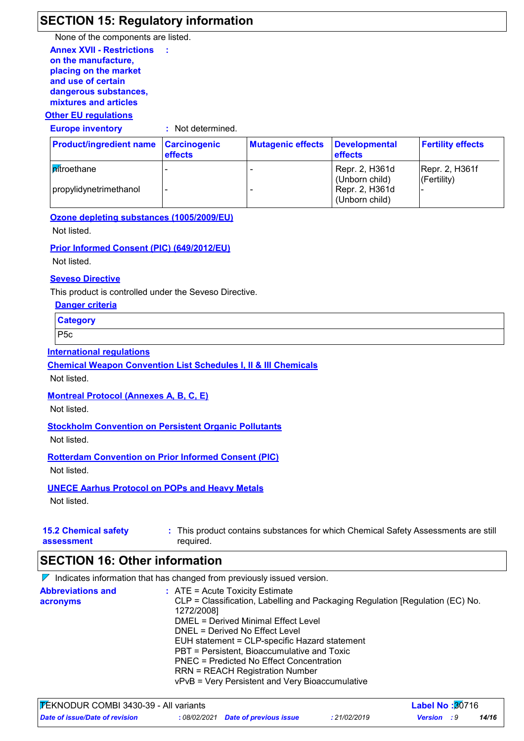## SECTION 15: Regulatory information

None of the components are listed.

**Annex XVII - Restrictions on the manufacture, placing on the market and use of certain dangerous substances, mixtures and articles** :

**Other EU regulations**

**Europe inventory** : Not determined.

| Product/ingredient name | Carcinogenic effects | Mutagenic effects | Developmental effects | Fertility effects |
|---|---|---|---|---|
| nitroethane | - | - | Repr. 2, H361d (Unborn child) | Repr. 2, H361f (Fertility) |
| propylidynetrimethanol | - | - | Repr. 2, H361d (Unborn child) | - |

**Ozone depleting substances (1005/2009/EU)**

Not listed.

**Prior Informed Consent (PIC) (649/2012/EU)**

Not listed.

**Seveso Directive**

This product is controlled under the Seveso Directive.

**Danger criteria**

| Category |
|---|
| P5c |

**International regulations**

**Chemical Weapon Convention List Schedules I, II & III Chemicals**

Not listed.

**Montreal Protocol (Annexes A, B, C, E)**

Not listed.

**Stockholm Convention on Persistent Organic Pollutants**

Not listed.

**Rotterdam Convention on Prior Informed Consent (PIC)**

Not listed.

**UNECE Aarhus Protocol on POPs and Heavy Metals**

Not listed.

**15.2 Chemical safety assessment** : This product contains substances for which Chemical Safety Assessments are still required.

## SECTION 16: Other information

Indicates information that has changed from previously issued version.

**Abbreviations and acronyms** :
ATE = Acute Toxicity Estimate
CLP = Classification, Labelling and Packaging Regulation [Regulation (EC) No. 1272/2008]
DMEL = Derived Minimal Effect Level
DNEL = Derived No Effect Level
EUH statement = CLP-specific Hazard statement
PBT = Persistent, Bioaccumulative and Toxic
PNEC = Predicted No Effect Concentration
RRN = REACH Registration Number
vPvB = Very Persistent and Very Bioaccumulative

TEKNODUR COMBI 3430-39 - All variants | Label No : 30716
*Date of issue/Date of revision* : 08/02/2021 | *Date of previous issue* : 21/02/2019 | *Version* : 9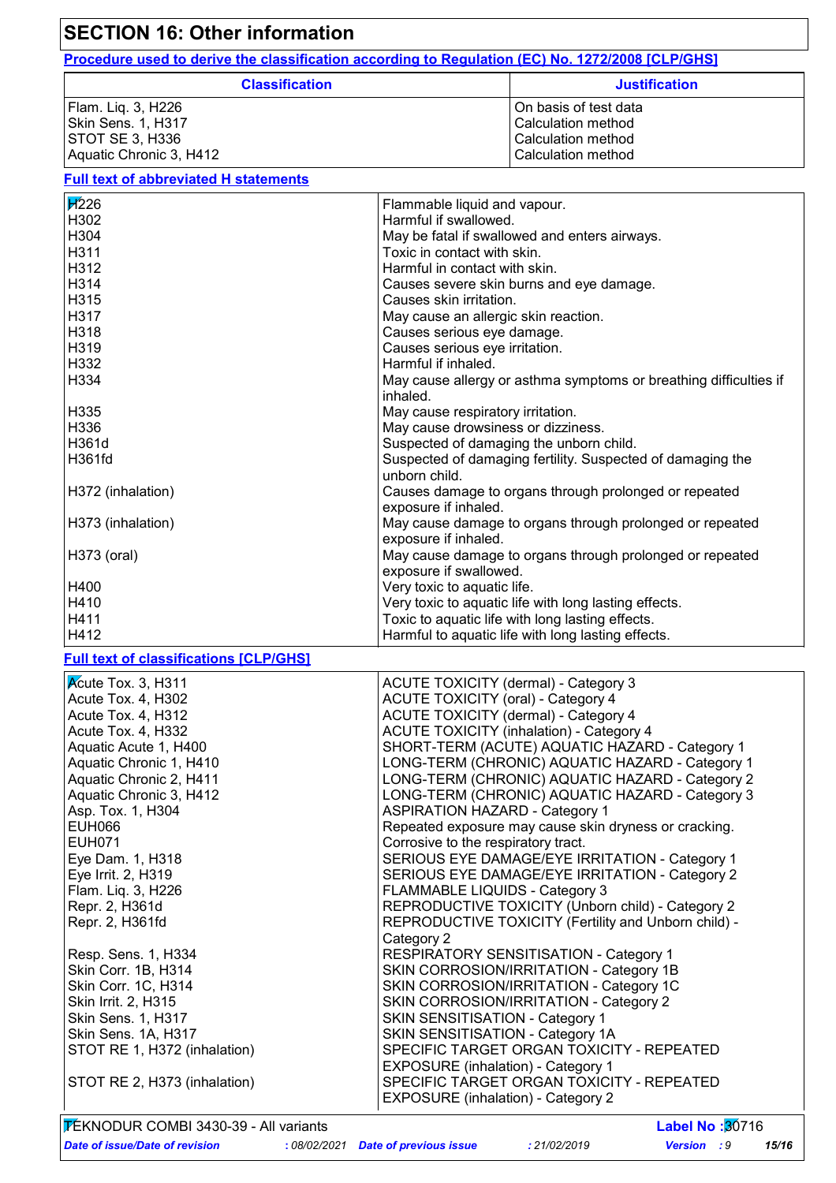# SECTION 16: Other information

**Procedure used to derive the classification according to Regulation (EC) No. 1272/2008 [CLP/GHS]**

| Classification | Justification |
|---|---|
| Flam. Liq. 3, H226 | On basis of test data |
| Skin Sens. 1, H317 | Calculation method |
| STOT SE 3, H336 | Calculation method |
| Aquatic Chronic 3, H412 | Calculation method |

**Full text of abbreviated H statements**

| | |
|---|---|
| H226 | Flammable liquid and vapour. |
| H302 | Harmful if swallowed. |
| H304 | May be fatal if swallowed and enters airways. |
| H311 | Toxic in contact with skin. |
| H312 | Harmful in contact with skin. |
| H314 | Causes severe skin burns and eye damage. |
| H315 | Causes skin irritation. |
| H317 | May cause an allergic skin reaction. |
| H318 | Causes serious eye damage. |
| H319 | Causes serious eye irritation. |
| H332 | Harmful if inhaled. |
| H334 | May cause allergy or asthma symptoms or breathing difficulties if inhaled. |
| H335 | May cause respiratory irritation. |
| H336 | May cause drowsiness or dizziness. |
| H361d | Suspected of damaging the unborn child. |
| H361fd | Suspected of damaging fertility. Suspected of damaging the unborn child. |
| H372 (inhalation) | Causes damage to organs through prolonged or repeated exposure if inhaled. |
| H373 (inhalation) | May cause damage to organs through prolonged or repeated exposure if inhaled. |
| H373 (oral) | May cause damage to organs through prolonged or repeated exposure if swallowed. |
| H400 | Very toxic to aquatic life. |
| H410 | Very toxic to aquatic life with long lasting effects. |
| H411 | Toxic to aquatic life with long lasting effects. |
| H412 | Harmful to aquatic life with long lasting effects. |

**Full text of classifications [CLP/GHS]**

| | |
|---|---|
| Acute Tox. 3, H311 | ACUTE TOXICITY (dermal) - Category 3 |
| Acute Tox. 4, H302 | ACUTE TOXICITY (oral) - Category 4 |
| Acute Tox. 4, H312 | ACUTE TOXICITY (dermal) - Category 4 |
| Acute Tox. 4, H332 | ACUTE TOXICITY (inhalation) - Category 4 |
| Aquatic Acute 1, H400 | SHORT-TERM (ACUTE) AQUATIC HAZARD - Category 1 |
| Aquatic Chronic 1, H410 | LONG-TERM (CHRONIC) AQUATIC HAZARD - Category 1 |
| Aquatic Chronic 2, H411 | LONG-TERM (CHRONIC) AQUATIC HAZARD - Category 2 |
| Aquatic Chronic 3, H412 | LONG-TERM (CHRONIC) AQUATIC HAZARD - Category 3 |
| Asp. Tox. 1, H304 | ASPIRATION HAZARD - Category 1 |
| EUH066 | Repeated exposure may cause skin dryness or cracking. |
| EUH071 | Corrosive to the respiratory tract. |
| Eye Dam. 1, H318 | SERIOUS EYE DAMAGE/EYE IRRITATION - Category 1 |
| Eye Irrit. 2, H319 | SERIOUS EYE DAMAGE/EYE IRRITATION - Category 2 |
| Flam. Liq. 3, H226 | FLAMMABLE LIQUIDS - Category 3 |
| Repr. 2, H361d | REPRODUCTIVE TOXICITY (Unborn child) - Category 2 |
| Repr. 2, H361fd | REPRODUCTIVE TOXICITY (Fertility and Unborn child) - Category 2 |
| Resp. Sens. 1, H334 | RESPIRATORY SENSITISATION - Category 1 |
| Skin Corr. 1B, H314 | SKIN CORROSION/IRRITATION - Category 1B |
| Skin Corr. 1C, H314 | SKIN CORROSION/IRRITATION - Category 1C |
| Skin Irrit. 2, H315 | SKIN CORROSION/IRRITATION - Category 2 |
| Skin Sens. 1, H317 | SKIN SENSITISATION - Category 1 |
| Skin Sens. 1A, H317 | SKIN SENSITISATION - Category 1A |
| STOT RE 1, H372 (inhalation) | SPECIFIC TARGET ORGAN TOXICITY - REPEATED EXPOSURE (inhalation) - Category 1 |
| STOT RE 2, H373 (inhalation) | SPECIFIC TARGET ORGAN TOXICITY - REPEATED EXPOSURE (inhalation) - Category 2 |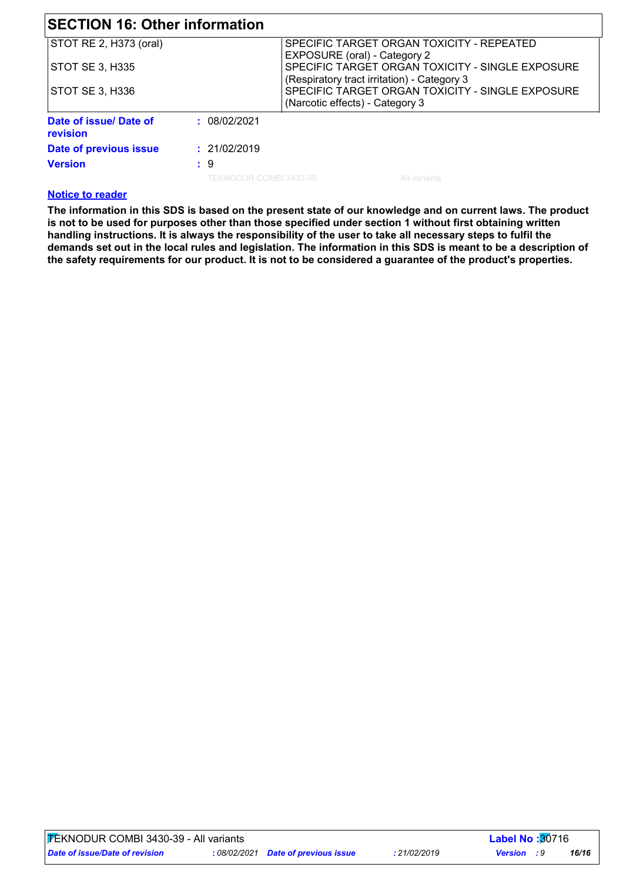## SECTION 16: Other information

| | |
|---|---|
| STOT RE 2, H373 (oral) | SPECIFIC TARGET ORGAN TOXICITY - REPEATED EXPOSURE (oral) - Category 2 |
| STOT SE 3, H335 | SPECIFIC TARGET ORGAN TOXICITY - SINGLE EXPOSURE (Respiratory tract irritation) - Category 3 |
| STOT SE 3, H336 | SPECIFIC TARGET ORGAN TOXICITY - SINGLE EXPOSURE (Narcotic effects) - Category 3 |

**Date of issue/ Date of revision** : 08/02/2021

**Date of previous issue** : 21/02/2019

**Version** : 9

TEKNODUR COMBI 3430-39 All variants

**Notice to reader**

**The information in this SDS is based on the present state of our knowledge and on current laws. The product is not to be used for purposes other than those specified under section 1 without first obtaining written handling instructions. It is always the responsibility of the user to take all necessary steps to fulfil the demands set out in the local rules and legislation. The information in this SDS is meant to be a description of the safety requirements for our product. It is not to be considered a guarantee of the product's properties.**